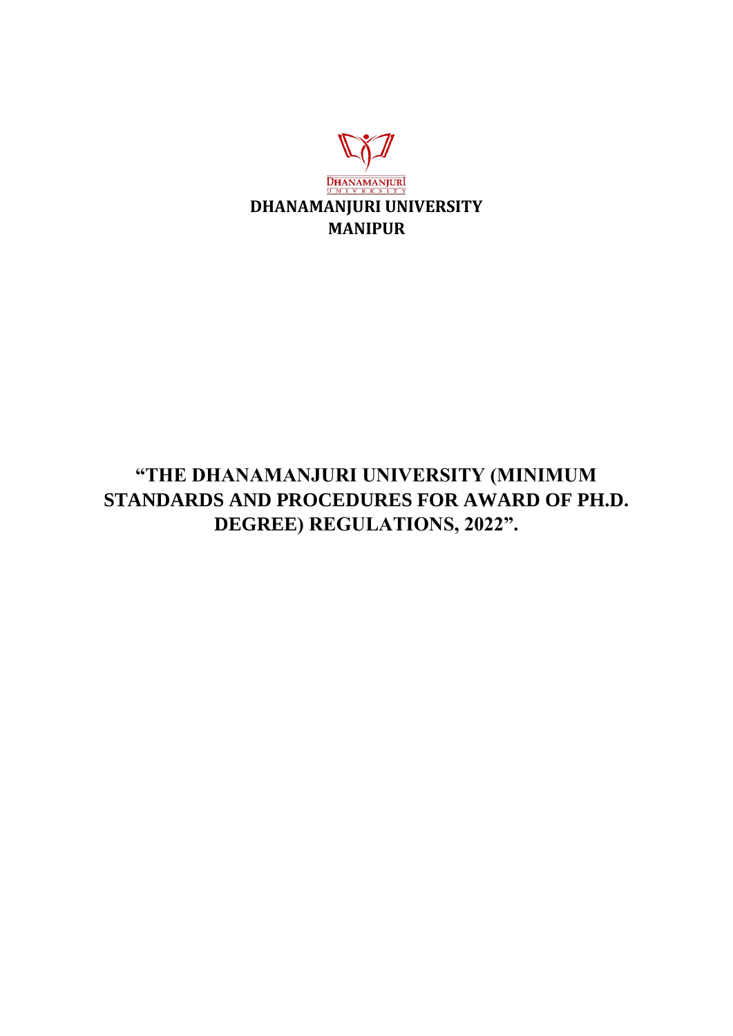DHANAMANJURI UNIVERSITY

**DHANAMANJURI UNIVERSITY**
**MANIPUR**

# "THE DHANAMANJURI UNIVERSITY (MINIMUM STANDARDS AND PROCEDURES FOR AWARD OF PH.D. DEGREE) REGULATIONS, 2022".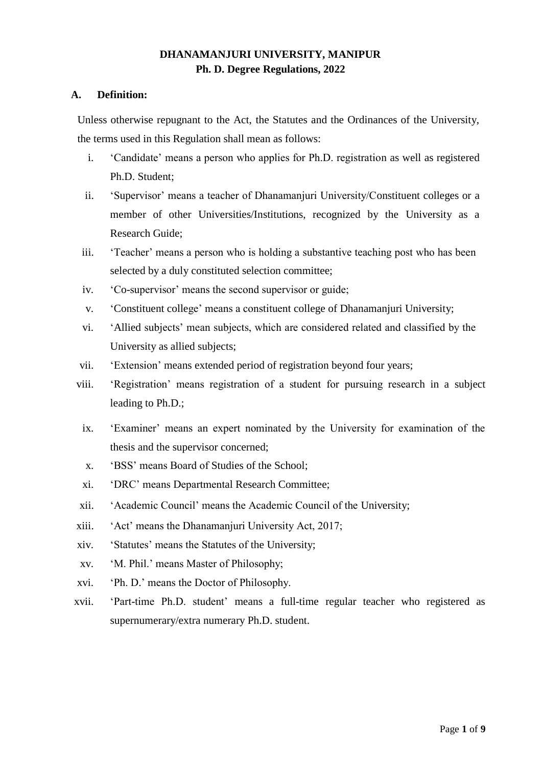# DHANAMANJURI UNIVERSITY, MANIPUR
## Ph. D. Degree Regulations, 2022

### A. Definition:

Unless otherwise repugnant to the Act, the Statutes and the Ordinances of the University, the terms used in this Regulation shall mean as follows:

i. 'Candidate' means a person who applies for Ph.D. registration as well as registered Ph.D. Student;

ii. 'Supervisor' means a teacher of Dhanamanjuri University/Constituent colleges or a member of other Universities/Institutions, recognized by the University as a Research Guide;

iii. 'Teacher' means a person who is holding a substantive teaching post who has been selected by a duly constituted selection committee;

iv. 'Co-supervisor' means the second supervisor or guide;

v. 'Constituent college' means a constituent college of Dhanamanjuri University;

vi. 'Allied subjects' mean subjects, which are considered related and classified by the University as allied subjects;

vii. 'Extension' means extended period of registration beyond four years;

viii. 'Registration' means registration of a student for pursuing research in a subject leading to Ph.D.;

ix. 'Examiner' means an expert nominated by the University for examination of the thesis and the supervisor concerned;

x. 'BSS' means Board of Studies of the School;

xi. 'DRC' means Departmental Research Committee;

xii. 'Academic Council' means the Academic Council of the University;

xiii. 'Act' means the Dhanamanjuri University Act, 2017;

xiv. 'Statutes' means the Statutes of the University;

xv. 'M. Phil.' means Master of Philosophy;

xvi. 'Ph. D.' means the Doctor of Philosophy.

xvii. 'Part-time Ph.D. student' means a full-time regular teacher who registered as supernumerary/extra numerary Ph.D. student.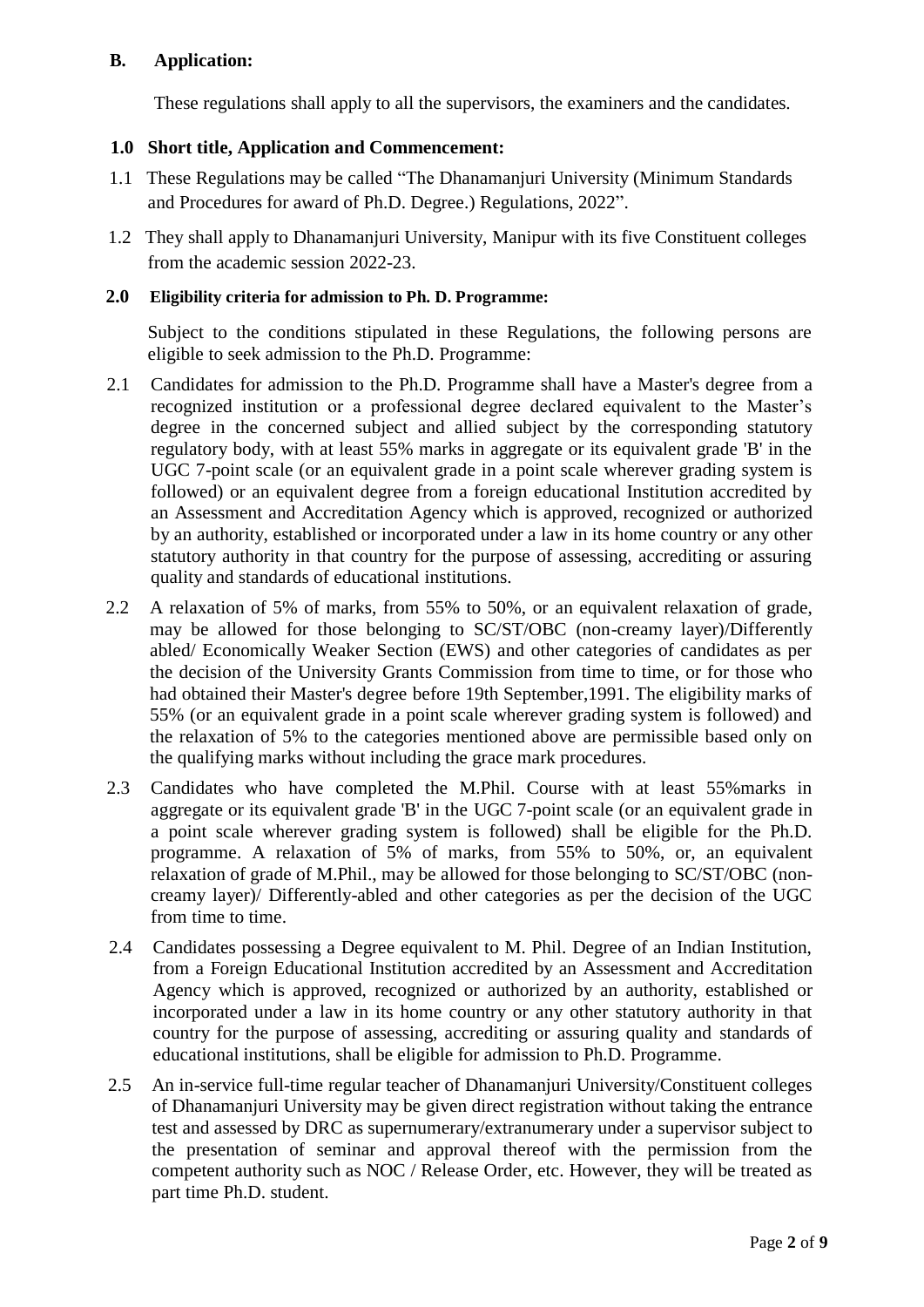## B. Application:

These regulations shall apply to all the supervisors, the examiners and the candidates.

### 1.0 Short title, Application and Commencement:

1.1 These Regulations may be called "The Dhanamanjuri University (Minimum Standards and Procedures for award of Ph.D. Degree.) Regulations, 2022".

1.2 They shall apply to Dhanamanjuri University, Manipur with its five Constituent colleges from the academic session 2022-23.

### 2.0 Eligibility criteria for admission to Ph. D. Programme:

Subject to the conditions stipulated in these Regulations, the following persons are eligible to seek admission to the Ph.D. Programme:

2.1 Candidates for admission to the Ph.D. Programme shall have a Master's degree from a recognized institution or a professional degree declared equivalent to the Master's degree in the concerned subject and allied subject by the corresponding statutory regulatory body, with at least 55% marks in aggregate or its equivalent grade 'B' in the UGC 7-point scale (or an equivalent grade in a point scale wherever grading system is followed) or an equivalent degree from a foreign educational Institution accredited by an Assessment and Accreditation Agency which is approved, recognized or authorized by an authority, established or incorporated under a law in its home country or any other statutory authority in that country for the purpose of assessing, accrediting or assuring quality and standards of educational institutions.

2.2 A relaxation of 5% of marks, from 55% to 50%, or an equivalent relaxation of grade, may be allowed for those belonging to SC/ST/OBC (non-creamy layer)/Differently abled/ Economically Weaker Section (EWS) and other categories of candidates as per the decision of the University Grants Commission from time to time, or for those who had obtained their Master's degree before 19th September,1991. The eligibility marks of 55% (or an equivalent grade in a point scale wherever grading system is followed) and the relaxation of 5% to the categories mentioned above are permissible based only on the qualifying marks without including the grace mark procedures.

2.3 Candidates who have completed the M.Phil. Course with at least 55%marks in aggregate or its equivalent grade 'B' in the UGC 7-point scale (or an equivalent grade in a point scale wherever grading system is followed) shall be eligible for the Ph.D. programme. A relaxation of 5% of marks, from 55% to 50%, or, an equivalent relaxation of grade of M.Phil., may be allowed for those belonging to SC/ST/OBC (non-creamy layer)/ Differently-abled and other categories as per the decision of the UGC from time to time.

2.4 Candidates possessing a Degree equivalent to M. Phil. Degree of an Indian Institution, from a Foreign Educational Institution accredited by an Assessment and Accreditation Agency which is approved, recognized or authorized by an authority, established or incorporated under a law in its home country or any other statutory authority in that country for the purpose of assessing, accrediting or assuring quality and standards of educational institutions, shall be eligible for admission to Ph.D. Programme.

2.5 An in-service full-time regular teacher of Dhanamanjuri University/Constituent colleges of Dhanamanjuri University may be given direct registration without taking the entrance test and assessed by DRC as supernumerary/extranumerary under a supervisor subject to the presentation of seminar and approval thereof with the permission from the competent authority such as NOC / Release Order, etc. However, they will be treated as part time Ph.D. student.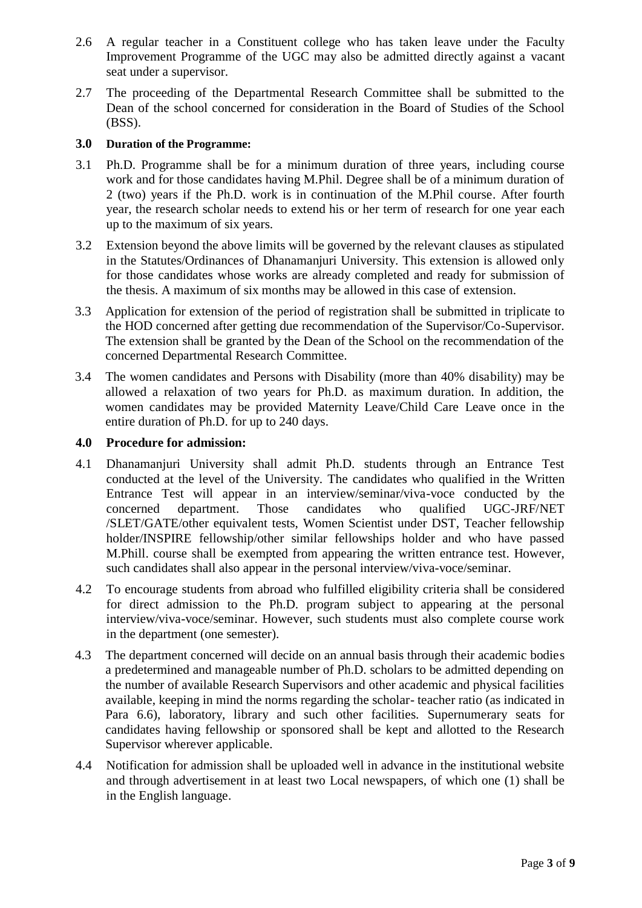2.6 A regular teacher in a Constituent college who has taken leave under the Faculty Improvement Programme of the UGC may also be admitted directly against a vacant seat under a supervisor.

2.7 The proceeding of the Departmental Research Committee shall be submitted to the Dean of the school concerned for consideration in the Board of Studies of the School (BSS).

**3.0 Duration of the Programme:**

3.1 Ph.D. Programme shall be for a minimum duration of three years, including course work and for those candidates having M.Phil. Degree shall be of a minimum duration of 2 (two) years if the Ph.D. work is in continuation of the M.Phil course. After fourth year, the research scholar needs to extend his or her term of research for one year each up to the maximum of six years.

3.2 Extension beyond the above limits will be governed by the relevant clauses as stipulated in the Statutes/Ordinances of Dhanamanjuri University. This extension is allowed only for those candidates whose works are already completed and ready for submission of the thesis. A maximum of six months may be allowed in this case of extension.

3.3 Application for extension of the period of registration shall be submitted in triplicate to the HOD concerned after getting due recommendation of the Supervisor/Co-Supervisor. The extension shall be granted by the Dean of the School on the recommendation of the concerned Departmental Research Committee.

3.4 The women candidates and Persons with Disability (more than 40% disability) may be allowed a relaxation of two years for Ph.D. as maximum duration. In addition, the women candidates may be provided Maternity Leave/Child Care Leave once in the entire duration of Ph.D. for up to 240 days.

**4.0 Procedure for admission:**

4.1 Dhanamanjuri University shall admit Ph.D. students through an Entrance Test conducted at the level of the University. The candidates who qualified in the Written Entrance Test will appear in an interview/seminar/viva-voce conducted by the concerned department. Those candidates who qualified UGC-JRF/NET /SLET/GATE/other equivalent tests, Women Scientist under DST, Teacher fellowship holder/INSPIRE fellowship/other similar fellowships holder and who have passed M.Phill. course shall be exempted from appearing the written entrance test. However, such candidates shall also appear in the personal interview/viva-voce/seminar.

4.2 To encourage students from abroad who fulfilled eligibility criteria shall be considered for direct admission to the Ph.D. program subject to appearing at the personal interview/viva-voce/seminar. However, such students must also complete course work in the department (one semester).

4.3 The department concerned will decide on an annual basis through their academic bodies a predetermined and manageable number of Ph.D. scholars to be admitted depending on the number of available Research Supervisors and other academic and physical facilities available, keeping in mind the norms regarding the scholar- teacher ratio (as indicated in Para 6.6), laboratory, library and such other facilities. Supernumerary seats for candidates having fellowship or sponsored shall be kept and allotted to the Research Supervisor wherever applicable.

4.4 Notification for admission shall be uploaded well in advance in the institutional website and through advertisement in at least two Local newspapers, of which one (1) shall be in the English language.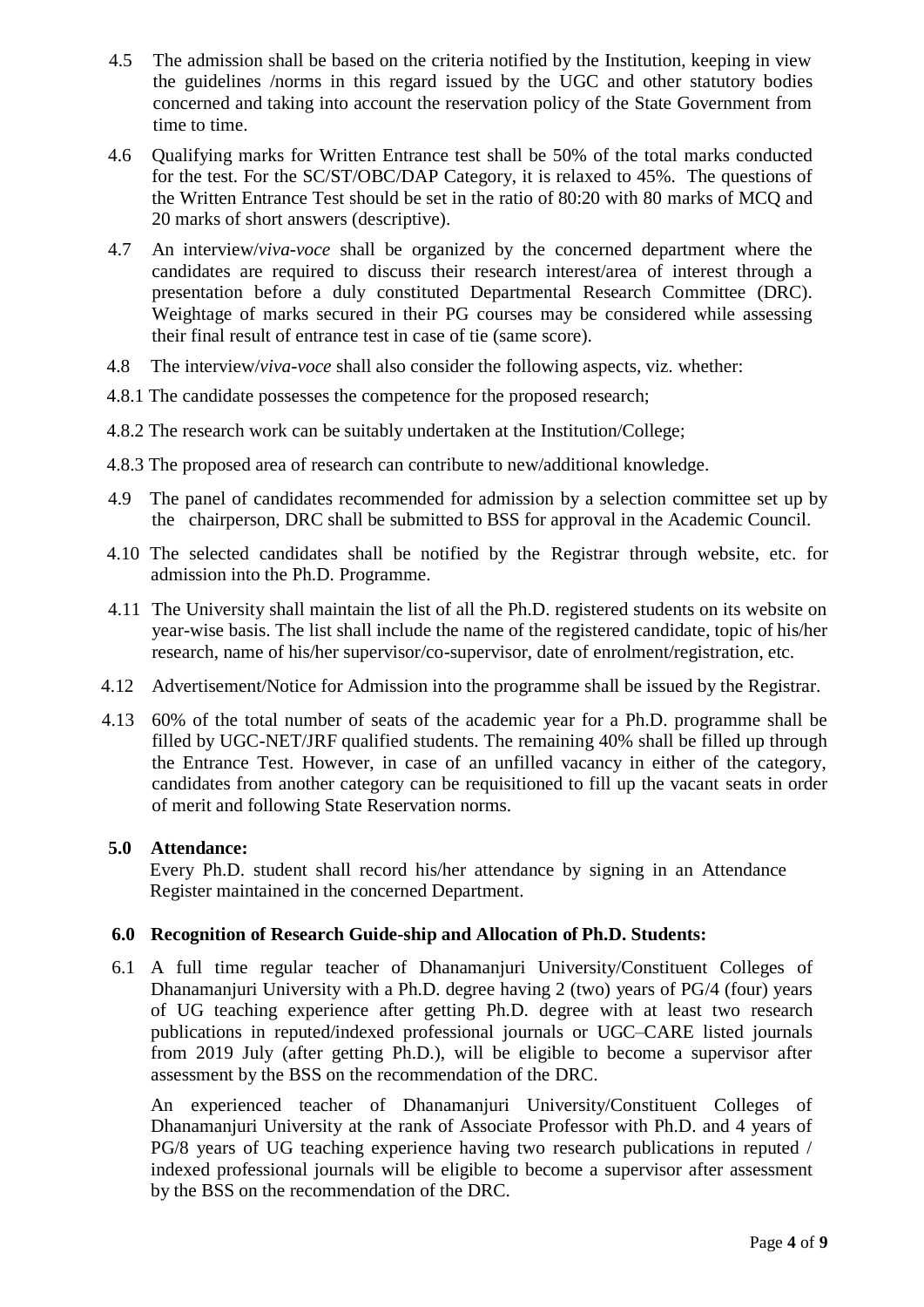4.5 The admission shall be based on the criteria notified by the Institution, keeping in view the guidelines /norms in this regard issued by the UGC and other statutory bodies concerned and taking into account the reservation policy of the State Government from time to time.

4.6 Qualifying marks for Written Entrance test shall be 50% of the total marks conducted for the test. For the SC/ST/OBC/DAP Category, it is relaxed to 45%. The questions of the Written Entrance Test should be set in the ratio of 80:20 with 80 marks of MCQ and 20 marks of short answers (descriptive).

4.7 An interview/*viva-voce* shall be organized by the concerned department where the candidates are required to discuss their research interest/area of interest through a presentation before a duly constituted Departmental Research Committee (DRC). Weightage of marks secured in their PG courses may be considered while assessing their final result of entrance test in case of tie (same score).

4.8 The interview/*viva-voce* shall also consider the following aspects, viz. whether:

4.8.1 The candidate possesses the competence for the proposed research;

4.8.2 The research work can be suitably undertaken at the Institution/College;

4.8.3 The proposed area of research can contribute to new/additional knowledge.

4.9 The panel of candidates recommended for admission by a selection committee set up by the chairperson, DRC shall be submitted to BSS for approval in the Academic Council.

4.10 The selected candidates shall be notified by the Registrar through website, etc. for admission into the Ph.D. Programme.

4.11 The University shall maintain the list of all the Ph.D. registered students on its website on year-wise basis. The list shall include the name of the registered candidate, topic of his/her research, name of his/her supervisor/co-supervisor, date of enrolment/registration, etc.

4.12 Advertisement/Notice for Admission into the programme shall be issued by the Registrar.

4.13 60% of the total number of seats of the academic year for a Ph.D. programme shall be filled by UGC-NET/JRF qualified students. The remaining 40% shall be filled up through the Entrance Test. However, in case of an unfilled vacancy in either of the category, candidates from another category can be requisitioned to fill up the vacant seats in order of merit and following State Reservation norms.

**5.0 Attendance:**

Every Ph.D. student shall record his/her attendance by signing in an Attendance Register maintained in the concerned Department.

**6.0 Recognition of Research Guide-ship and Allocation of Ph.D. Students:**

6.1 A full time regular teacher of Dhanamanjuri University/Constituent Colleges of Dhanamanjuri University with a Ph.D. degree having 2 (two) years of PG/4 (four) years of UG teaching experience after getting Ph.D. degree with at least two research publications in reputed/indexed professional journals or UGC–CARE listed journals from 2019 July (after getting Ph.D.), will be eligible to become a supervisor after assessment by the BSS on the recommendation of the DRC.

An experienced teacher of Dhanamanjuri University/Constituent Colleges of Dhanamanjuri University at the rank of Associate Professor with Ph.D. and 4 years of PG/8 years of UG teaching experience having two research publications in reputed / indexed professional journals will be eligible to become a supervisor after assessment by the BSS on the recommendation of the DRC.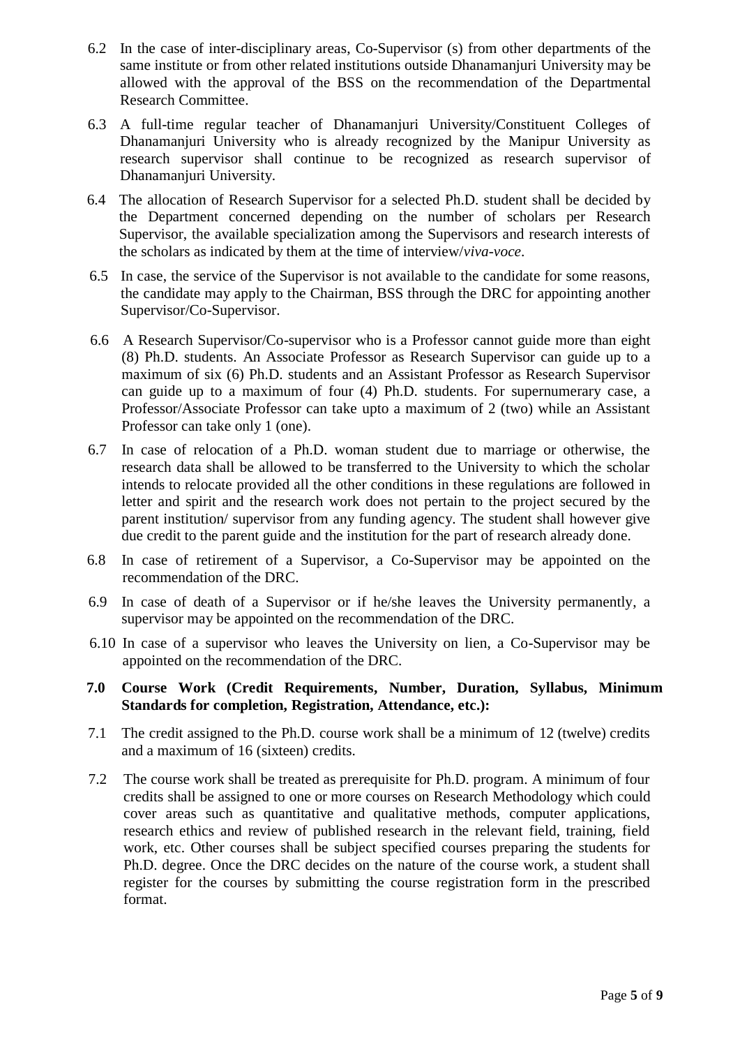6.2 In the case of inter-disciplinary areas, Co-Supervisor (s) from other departments of the same institute or from other related institutions outside Dhanamanjuri University may be allowed with the approval of the BSS on the recommendation of the Departmental Research Committee.

6.3 A full-time regular teacher of Dhanamanjuri University/Constituent Colleges of Dhanamanjuri University who is already recognized by the Manipur University as research supervisor shall continue to be recognized as research supervisor of Dhanamanjuri University.

6.4 The allocation of Research Supervisor for a selected Ph.D. student shall be decided by the Department concerned depending on the number of scholars per Research Supervisor, the available specialization among the Supervisors and research interests of the scholars as indicated by them at the time of interview/*viva-voce*.

6.5 In case, the service of the Supervisor is not available to the candidate for some reasons, the candidate may apply to the Chairman, BSS through the DRC for appointing another Supervisor/Co-Supervisor.

6.6 A Research Supervisor/Co-supervisor who is a Professor cannot guide more than eight (8) Ph.D. students. An Associate Professor as Research Supervisor can guide up to a maximum of six (6) Ph.D. students and an Assistant Professor as Research Supervisor can guide up to a maximum of four (4) Ph.D. students. For supernumerary case, a Professor/Associate Professor can take upto a maximum of 2 (two) while an Assistant Professor can take only 1 (one).

6.7 In case of relocation of a Ph.D. woman student due to marriage or otherwise, the research data shall be allowed to be transferred to the University to which the scholar intends to relocate provided all the other conditions in these regulations are followed in letter and spirit and the research work does not pertain to the project secured by the parent institution/ supervisor from any funding agency. The student shall however give due credit to the parent guide and the institution for the part of research already done.

6.8 In case of retirement of a Supervisor, a Co-Supervisor may be appointed on the recommendation of the DRC.

6.9 In case of death of a Supervisor or if he/she leaves the University permanently, a supervisor may be appointed on the recommendation of the DRC.

6.10 In case of a supervisor who leaves the University on lien, a Co-Supervisor may be appointed on the recommendation of the DRC.

**7.0 Course Work (Credit Requirements, Number, Duration, Syllabus, Minimum Standards for completion, Registration, Attendance, etc.):**

7.1 The credit assigned to the Ph.D. course work shall be a minimum of 12 (twelve) credits and a maximum of 16 (sixteen) credits.

7.2 The course work shall be treated as prerequisite for Ph.D. program. A minimum of four credits shall be assigned to one or more courses on Research Methodology which could cover areas such as quantitative and qualitative methods, computer applications, research ethics and review of published research in the relevant field, training, field work, etc. Other courses shall be subject specified courses preparing the students for Ph.D. degree. Once the DRC decides on the nature of the course work, a student shall register for the courses by submitting the course registration form in the prescribed format.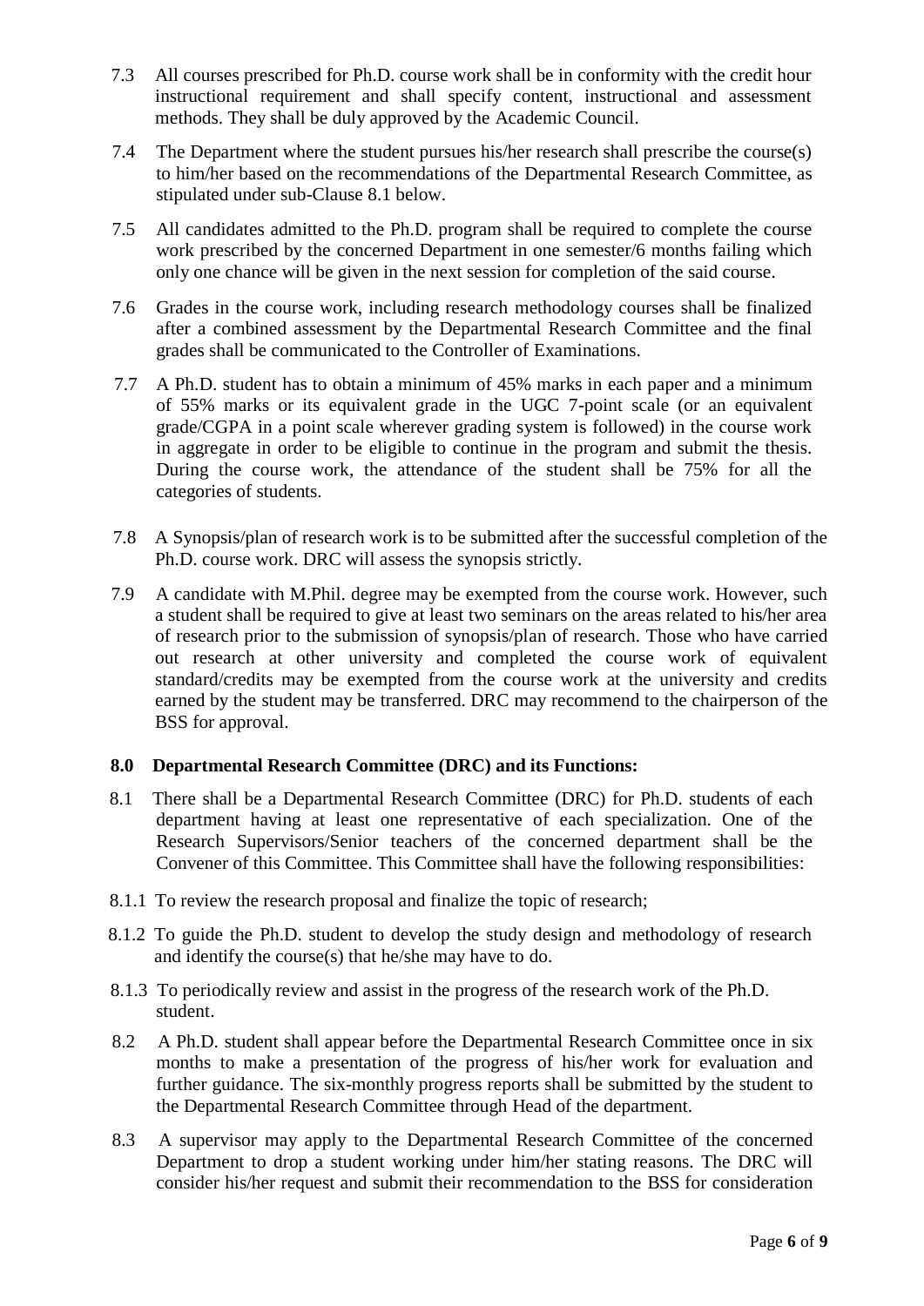7.3 All courses prescribed for Ph.D. course work shall be in conformity with the credit hour instructional requirement and shall specify content, instructional and assessment methods. They shall be duly approved by the Academic Council.

7.4 The Department where the student pursues his/her research shall prescribe the course(s) to him/her based on the recommendations of the Departmental Research Committee, as stipulated under sub-Clause 8.1 below.

7.5 All candidates admitted to the Ph.D. program shall be required to complete the course work prescribed by the concerned Department in one semester/6 months failing which only one chance will be given in the next session for completion of the said course.

7.6 Grades in the course work, including research methodology courses shall be finalized after a combined assessment by the Departmental Research Committee and the final grades shall be communicated to the Controller of Examinations.

7.7 A Ph.D. student has to obtain a minimum of 45% marks in each paper and a minimum of 55% marks or its equivalent grade in the UGC 7-point scale (or an equivalent grade/CGPA in a point scale wherever grading system is followed) in the course work in aggregate in order to be eligible to continue in the program and submit the thesis. During the course work, the attendance of the student shall be 75% for all the categories of students.

7.8 A Synopsis/plan of research work is to be submitted after the successful completion of the Ph.D. course work. DRC will assess the synopsis strictly.

7.9 A candidate with M.Phil. degree may be exempted from the course work. However, such a student shall be required to give at least two seminars on the areas related to his/her area of research prior to the submission of synopsis/plan of research. Those who have carried out research at other university and completed the course work of equivalent standard/credits may be exempted from the course work at the university and credits earned by the student may be transferred. DRC may recommend to the chairperson of the BSS for approval.

## 8.0 Departmental Research Committee (DRC) and its Functions:

8.1 There shall be a Departmental Research Committee (DRC) for Ph.D. students of each department having at least one representative of each specialization. One of the Research Supervisors/Senior teachers of the concerned department shall be the Convener of this Committee. This Committee shall have the following responsibilities:

8.1.1 To review the research proposal and finalize the topic of research;

8.1.2 To guide the Ph.D. student to develop the study design and methodology of research and identify the course(s) that he/she may have to do.

8.1.3 To periodically review and assist in the progress of the research work of the Ph.D. student.

8.2 A Ph.D. student shall appear before the Departmental Research Committee once in six months to make a presentation of the progress of his/her work for evaluation and further guidance. The six-monthly progress reports shall be submitted by the student to the Departmental Research Committee through Head of the department.

8.3 A supervisor may apply to the Departmental Research Committee of the concerned Department to drop a student working under him/her stating reasons. The DRC will consider his/her request and submit their recommendation to the BSS for consideration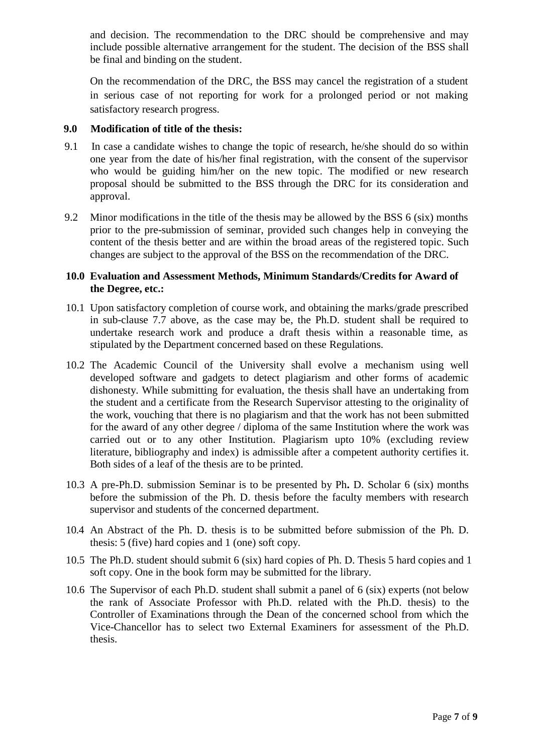and decision. The recommendation to the DRC should be comprehensive and may include possible alternative arrangement for the student. The decision of the BSS shall be final and binding on the student.

On the recommendation of the DRC, the BSS may cancel the registration of a student in serious case of not reporting for work for a prolonged period or not making satisfactory research progress.

**9.0 Modification of title of the thesis:**

9.1 In case a candidate wishes to change the topic of research, he/she should do so within one year from the date of his/her final registration, with the consent of the supervisor who would be guiding him/her on the new topic. The modified or new research proposal should be submitted to the BSS through the DRC for its consideration and approval.

9.2 Minor modifications in the title of the thesis may be allowed by the BSS 6 (six) months prior to the pre-submission of seminar, provided such changes help in conveying the content of the thesis better and are within the broad areas of the registered topic. Such changes are subject to the approval of the BSS on the recommendation of the DRC.

**10.0 Evaluation and Assessment Methods, Minimum Standards/Credits for Award of the Degree, etc.:**

10.1 Upon satisfactory completion of course work, and obtaining the marks/grade prescribed in sub-clause 7.7 above, as the case may be, the Ph.D. student shall be required to undertake research work and produce a draft thesis within a reasonable time, as stipulated by the Department concerned based on these Regulations.

10.2 The Academic Council of the University shall evolve a mechanism using well developed software and gadgets to detect plagiarism and other forms of academic dishonesty. While submitting for evaluation, the thesis shall have an undertaking from the student and a certificate from the Research Supervisor attesting to the originality of the work, vouching that there is no plagiarism and that the work has not been submitted for the award of any other degree / diploma of the same Institution where the work was carried out or to any other Institution. Plagiarism upto 10% (excluding review literature, bibliography and index) is admissible after a competent authority certifies it. Both sides of a leaf of the thesis are to be printed.

10.3 A pre-Ph.D. submission Seminar is to be presented by Ph**.** D. Scholar 6 (six) months before the submission of the Ph. D. thesis before the faculty members with research supervisor and students of the concerned department.

10.4 An Abstract of the Ph. D. thesis is to be submitted before submission of the Ph. D. thesis: 5 (five) hard copies and 1 (one) soft copy.

10.5 The Ph.D. student should submit 6 (six) hard copies of Ph. D. Thesis 5 hard copies and 1 soft copy. One in the book form may be submitted for the library.

10.6 The Supervisor of each Ph.D. student shall submit a panel of 6 (six) experts (not below the rank of Associate Professor with Ph.D. related with the Ph.D. thesis) to the Controller of Examinations through the Dean of the concerned school from which the Vice-Chancellor has to select two External Examiners for assessment of the Ph.D. thesis.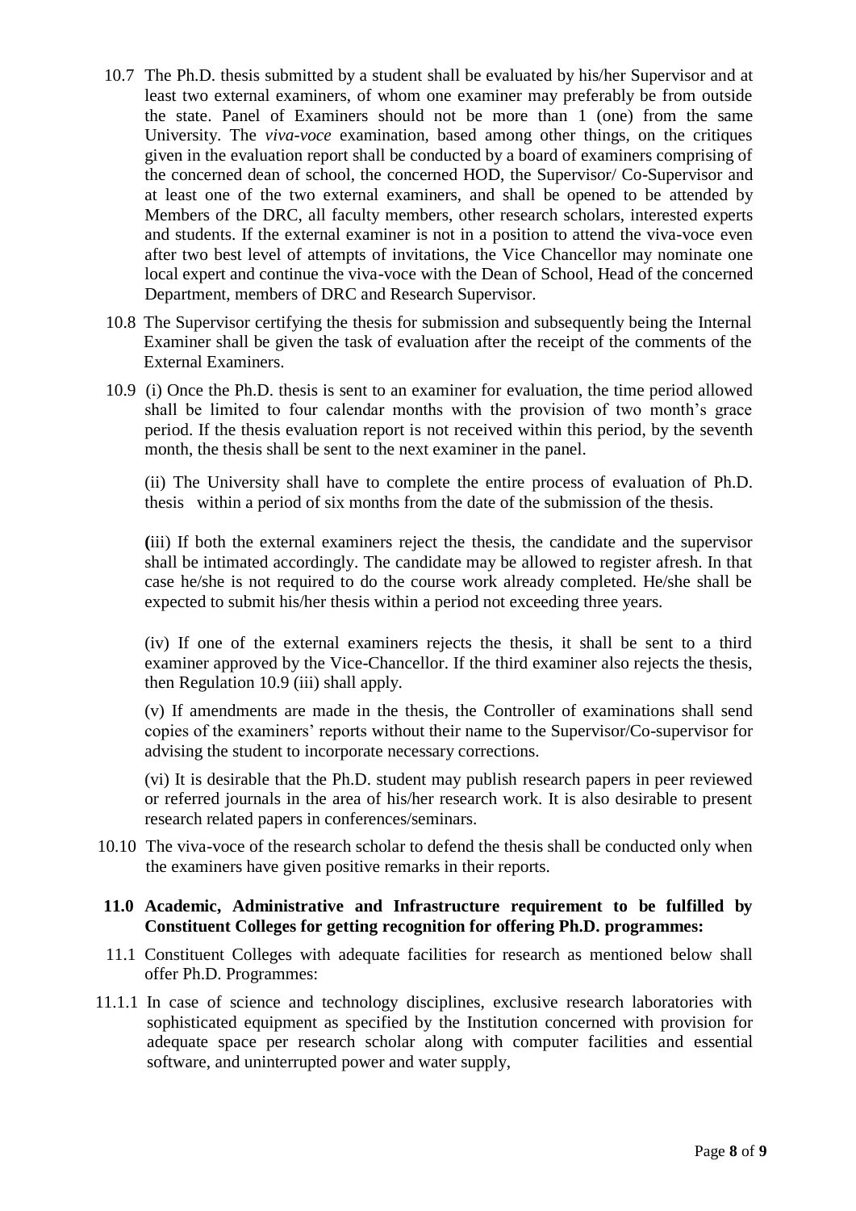10.7 The Ph.D. thesis submitted by a student shall be evaluated by his/her Supervisor and at least two external examiners, of whom one examiner may preferably be from outside the state. Panel of Examiners should not be more than 1 (one) from the same University. The *viva-voce* examination, based among other things, on the critiques given in the evaluation report shall be conducted by a board of examiners comprising of the concerned dean of school, the concerned HOD, the Supervisor/ Co-Supervisor and at least one of the two external examiners, and shall be opened to be attended by Members of the DRC, all faculty members, other research scholars, interested experts and students. If the external examiner is not in a position to attend the viva-voce even after two best level of attempts of invitations, the Vice Chancellor may nominate one local expert and continue the viva-voce with the Dean of School, Head of the concerned Department, members of DRC and Research Supervisor.

10.8 The Supervisor certifying the thesis for submission and subsequently being the Internal Examiner shall be given the task of evaluation after the receipt of the comments of the External Examiners.

10.9 (i) Once the Ph.D. thesis is sent to an examiner for evaluation, the time period allowed shall be limited to four calendar months with the provision of two month's grace period. If the thesis evaluation report is not received within this period, by the seventh month, the thesis shall be sent to the next examiner in the panel.

(ii) The University shall have to complete the entire process of evaluation of Ph.D. thesis within a period of six months from the date of the submission of the thesis.

**(**iii) If both the external examiners reject the thesis, the candidate and the supervisor shall be intimated accordingly. The candidate may be allowed to register afresh. In that case he/she is not required to do the course work already completed. He/she shall be expected to submit his/her thesis within a period not exceeding three years.

(iv) If one of the external examiners rejects the thesis, it shall be sent to a third examiner approved by the Vice-Chancellor. If the third examiner also rejects the thesis, then Regulation 10.9 (iii) shall apply.

(v) If amendments are made in the thesis, the Controller of examinations shall send copies of the examiners' reports without their name to the Supervisor/Co-supervisor for advising the student to incorporate necessary corrections.

(vi) It is desirable that the Ph.D. student may publish research papers in peer reviewed or referred journals in the area of his/her research work. It is also desirable to present research related papers in conferences/seminars.

10.10 The viva-voce of the research scholar to defend the thesis shall be conducted only when the examiners have given positive remarks in their reports.

**11.0 Academic, Administrative and Infrastructure requirement to be fulfilled by Constituent Colleges for getting recognition for offering Ph.D. programmes:**

11.1 Constituent Colleges with adequate facilities for research as mentioned below shall offer Ph.D. Programmes:

11.1.1 In case of science and technology disciplines, exclusive research laboratories with sophisticated equipment as specified by the Institution concerned with provision for adequate space per research scholar along with computer facilities and essential software, and uninterrupted power and water supply,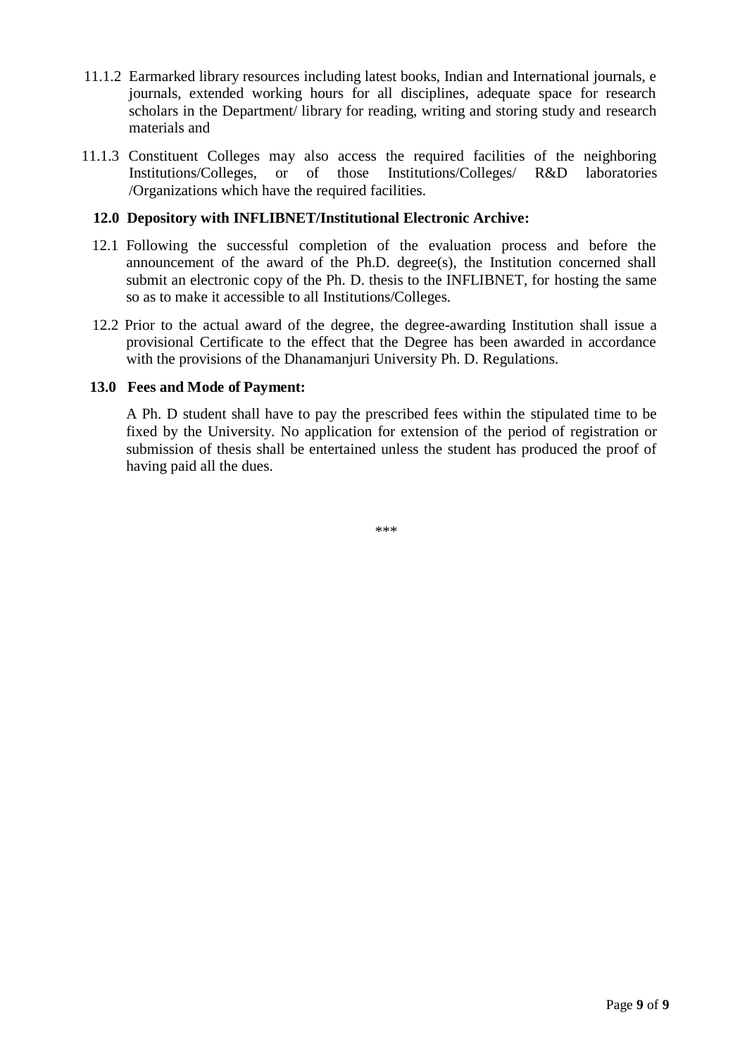11.1.2 Earmarked library resources including latest books, Indian and International journals, e journals, extended working hours for all disciplines, adequate space for research scholars in the Department/ library for reading, writing and storing study and research materials and

11.1.3 Constituent Colleges may also access the required facilities of the neighboring Institutions/Colleges, or of those Institutions/Colleges/ R&D laboratories /Organizations which have the required facilities.

## 12.0 Depository with INFLIBNET/Institutional Electronic Archive:

12.1 Following the successful completion of the evaluation process and before the announcement of the award of the Ph.D. degree(s), the Institution concerned shall submit an electronic copy of the Ph. D. thesis to the INFLIBNET, for hosting the same so as to make it accessible to all Institutions/Colleges.

12.2 Prior to the actual award of the degree, the degree-awarding Institution shall issue a provisional Certificate to the effect that the Degree has been awarded in accordance with the provisions of the Dhanamanjuri University Ph. D. Regulations.

## 13.0 Fees and Mode of Payment:

A Ph. D student shall have to pay the prescribed fees within the stipulated time to be fixed by the University. No application for extension of the period of registration or submission of thesis shall be entertained unless the student has produced the proof of having paid all the dues.

***